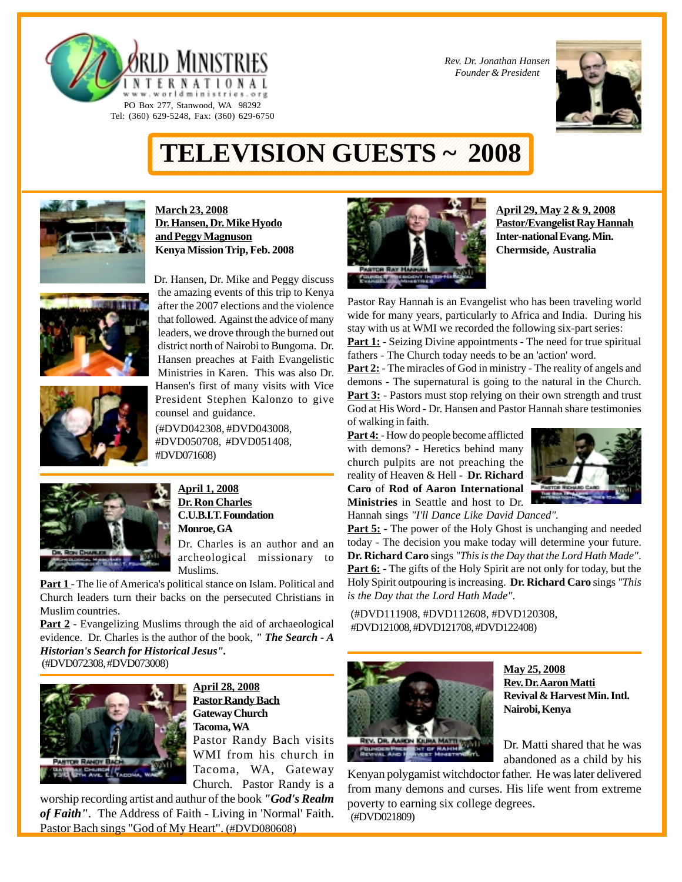WORLD MINISTRIES INTERNATIONAL
www.worldministries.org
PO Box 277, Stanwood, WA 98292
Tel: (360) 629-5248, Fax: (360) 629-6750

*Rev. Dr. Jonathan Hansen*
*Founder & President*

# TELEVISION GUESTS ~ 2008

**March 23, 2008**
**Dr. Hansen, Dr. Mike Hyodo and Peggy Magnuson**
**Kenya Mission Trip, Feb. 2008**

Dr. Hansen, Dr. Mike and Peggy discuss the amazing events of this trip to Kenya after the 2007 elections and the violence that followed. Against the advice of many leaders, we drove through the burned out district north of Nairobi to Bungoma. Dr. Hansen preaches at Faith Evangelistic Ministries in Karen. This was also Dr. Hansen's first of many visits with Vice President Stephen Kalonzo to give counsel and guidance.
(#DVD042308, #DVD043008, #DVD050708, #DVD051408, #DVD071608)

**April 1, 2008**
**Dr. Ron Charles**
**C.U.B.I.T. Foundation**
**Monroe, GA**

Dr. Charles is an author and an archeological missionary to Muslims.

**Part 1** - The lie of America's political stance on Islam. Political and Church leaders turn their backs on the persecuted Christians in Muslim countries.

**Part 2** - Evangelizing Muslims through the aid of archaeological evidence. Dr. Charles is the author of the book, ***" The Search - A Historian's Search for Historical Jesus".***
(#DVD072308, #DVD073008)

**April 28, 2008**
**Pastor Randy Bach**
**Gateway Church**
**Tacoma, WA**

Pastor Randy Bach visits WMI from his church in Tacoma, WA, Gateway Church. Pastor Randy is a worship recording artist and authur of the book ***"God's Realm of Faith"***. The Address of Faith - Living in 'Normal' Faith. Pastor Bach sings "God of My Heart". (#DVD080608)

**April 29, May 2 & 9, 2008**
**Pastor/Evangelist Ray Hannah**
**Inter-national Evang. Min.**
**Chermside, Australia**

Pastor Ray Hannah is an Evangelist who has been traveling world wide for many years, particularly to Africa and India. During his stay with us at WMI we recorded the following six-part series:

**Part 1:** - Seizing Divine appointments - The need for true spiritual fathers - The Church today needs to be an 'action' word.

**Part 2:** - The miracles of God in ministry - The reality of angels and demons - The supernatural is going to the natural in the Church.

**Part 3:** - Pastors must stop relying on their own strength and trust God at His Word - Dr. Hansen and Pastor Hannah share testimonies of walking in faith.

**Part 4:** - How do people become afflicted with demons? - Heretics behind many church pulpits are not preaching the reality of Heaven & Hell - **Dr. Richard Caro** of **Rod of Aaron International Ministries** in Seattle and host to Dr. Hannah sings *"I'll Dance Like David Danced"*.

**Part 5:** - The power of the Holy Ghost is unchanging and needed today - The decision you make today will determine your future. **Dr. Richard Caro** sings *"This is the Day that the Lord Hath Made"*.

**Part 6:** - The gifts of the Holy Spirit are not only for today, but the Holy Spirit outpouring is increasing. **Dr. Richard Caro** sings *"This is the Day that the Lord Hath Made"*.

(#DVD111908, #DVD112608, #DVD120308, #DVD121008, #DVD121708, #DVD122408)

**May 25, 2008**
**Rev. Dr. Aaron Matti**
**Revival & Harvest Min. Intl.**
**Nairobi, Kenya**

Dr. Matti shared that he was abandoned as a child by his Kenyan polygamist witchdoctor father. He was later delivered from many demons and curses. His life went from extreme poverty to earning six college degrees.
(#DVD021809)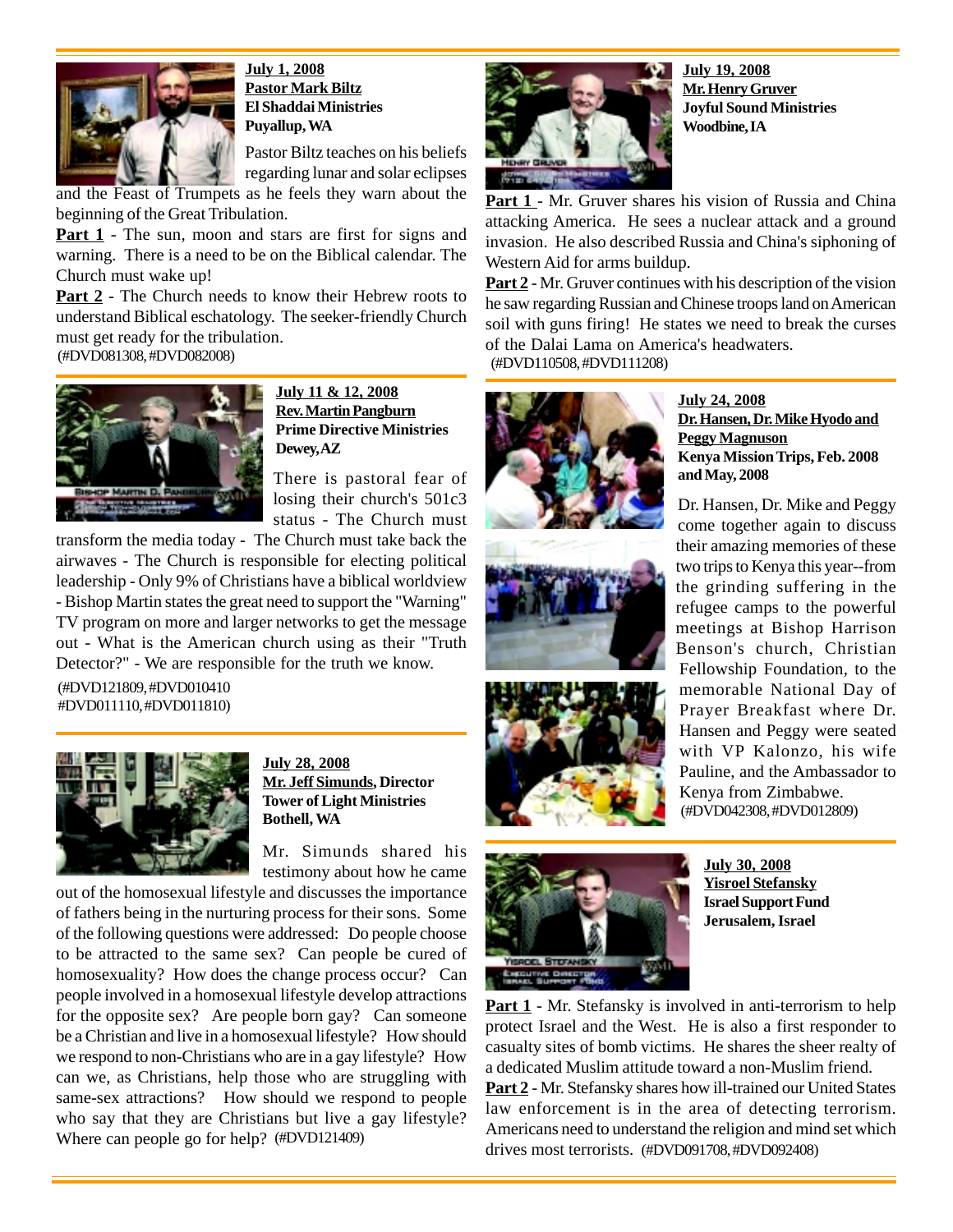**July 1, 2008**
**Pastor Mark Biltz**
**El Shaddai Ministries**
**Puyallup, WA**

Pastor Biltz teaches on his beliefs regarding lunar and solar eclipses and the Feast of Trumpets as he feels they warn about the beginning of the Great Tribulation.

**Part 1** - The sun, moon and stars are first for signs and warning. There is a need to be on the Biblical calendar. The Church must wake up!

**Part 2** - The Church needs to know their Hebrew roots to understand Biblical eschatology. The seeker-friendly Church must get ready for the tribulation.
(#DVD081308, #DVD082008)

---

**July 11 & 12, 2008**
**Rev. Martin Pangburn**
**Prime Directive Ministries**
**Dewey, AZ**

There is pastoral fear of losing their church's 501c3 status - The Church must transform the media today - The Church must take back the airwaves - The Church is responsible for electing political leadership - Only 9% of Christians have a biblical worldview - Bishop Martin states the great need to support the "Warning" TV program on more and larger networks to get the message out - What is the American church using as their "Truth Detector?" - We are responsible for the truth we know.
(#DVD121809, #DVD010410
#DVD011110, #DVD011810)

---

**July 28, 2008**
**Mr. Jeff Simunds, Director**
**Tower of Light Ministries**
**Bothell, WA**

Mr. Simunds shared his testimony about how he came out of the homosexual lifestyle and discusses the importance of fathers being in the nurturing process for their sons. Some of the following questions were addressed: Do people choose to be attracted to the same sex? Can people be cured of homosexuality? How does the change process occur? Can people involved in a homosexual lifestyle develop attractions for the opposite sex? Are people born gay? Can someone be a Christian and live in a homosexual lifestyle? How should we respond to non-Christians who are in a gay lifestyle? How can we, as Christians, help those who are struggling with same-sex attractions? How should we respond to people who say that they are Christians but live a gay lifestyle? Where can people go for help? (#DVD121409)

---

**July 19, 2008**
**Mr. Henry Gruver**
**Joyful Sound Ministries**
**Woodbine, IA**

**Part 1** - Mr. Gruver shares his vision of Russia and China attacking America. He sees a nuclear attack and a ground invasion. He also described Russia and China's siphoning of Western Aid for arms buildup.

**Part 2** - Mr. Gruver continues with his description of the vision he saw regarding Russian and Chinese troops land on American soil with guns firing! He states we need to break the curses of the Dalai Lama on America's headwaters.
(#DVD110508, #DVD111208)

---

**July 24, 2008**
**Dr. Hansen, Dr. Mike Hyodo and Peggy Magnuson**
**Kenya Mission Trips, Feb. 2008 and May, 2008**

Dr. Hansen, Dr. Mike and Peggy come together again to discuss their amazing memories of these two trips to Kenya this year--from the grinding suffering in the refugee camps to the powerful meetings at Bishop Harrison Benson's church, Christian Fellowship Foundation, to the memorable National Day of Prayer Breakfast where Dr. Hansen and Peggy were seated with VP Kalonzo, his wife Pauline, and the Ambassador to Kenya from Zimbabwe.
(#DVD042308, #DVD012809)

---

**July 30, 2008**
**Yisroel Stefansky**
**Israel Support Fund**
**Jerusalem, Israel**

**Part 1** - Mr. Stefansky is involved in anti-terrorism to help protect Israel and the West. He is also a first responder to casualty sites of bomb victims. He shares the sheer realty of a dedicated Muslim attitude toward a non-Muslim friend.

**Part 2** - Mr. Stefansky shares how ill-trained our United States law enforcement is in the area of detecting terrorism. Americans need to understand the religion and mind set which drives most terrorists. (#DVD091708, #DVD092408)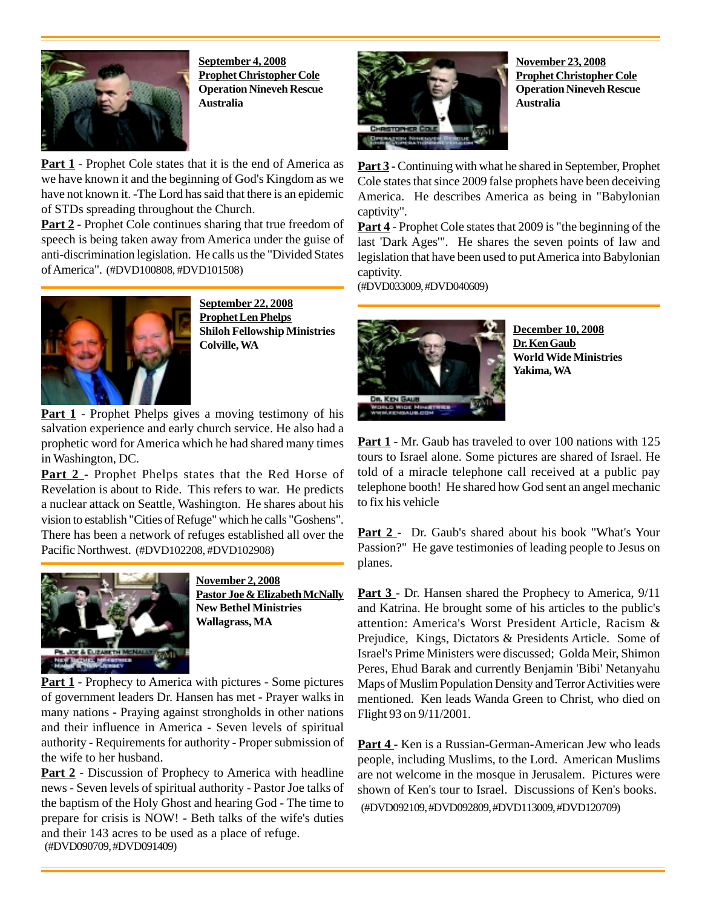**September 4, 2008**
**Prophet Christopher Cole**
**Operation Nineveh Rescue**
**Australia**

**Part 1** - Prophet Cole states that it is the end of America as we have known it and the beginning of God's Kingdom as we have not known it. -The Lord has said that there is an epidemic of STDs spreading throughout the Church.

**Part 2** - Prophet Cole continues sharing that true freedom of speech is being taken away from America under the guise of anti-discrimination legislation. He calls us the "Divided States of America". (#DVD100808, #DVD101508)

**September 22, 2008**
**Prophet Len Phelps**
**Shiloh Fellowship Ministries**
**Colville, WA**

**Part 1** - Prophet Phelps gives a moving testimony of his salvation experience and early church service. He also had a prophetic word for America which he had shared many times in Washington, DC.

**Part 2** - Prophet Phelps states that the Red Horse of Revelation is about to Ride. This refers to war. He predicts a nuclear attack on Seattle, Washington. He shares about his vision to establish "Cities of Refuge" which he calls "Goshens". There has been a network of refuges established all over the Pacific Northwest. (#DVD102208, #DVD102908)

**November 2, 2008**
**Pastor Joe & Elizabeth McNally**
**New Bethel Ministries**
**Wallagrass, MA**

**Part 1** - Prophecy to America with pictures - Some pictures of government leaders Dr. Hansen has met - Prayer walks in many nations - Praying against strongholds in other nations and their influence in America - Seven levels of spiritual authority - Requirements for authority - Proper submission of the wife to her husband.

**Part 2** - Discussion of Prophecy to America with headline news - Seven levels of spiritual authority - Pastor Joe talks of the baptism of the Holy Ghost and hearing God - The time to prepare for crisis is NOW! - Beth talks of the wife's duties and their 143 acres to be used as a place of refuge.
(#DVD090709, #DVD091409)

**November 23, 2008**
**Prophet Christopher Cole**
**Operation Nineveh Rescue**
**Australia**

**Part 3** - Continuing with what he shared in September, Prophet Cole states that since 2009 false prophets have been deceiving America. He describes America as being in "Babylonian captivity".

**Part 4** - Prophet Cole states that 2009 is "the beginning of the last 'Dark Ages'". He shares the seven points of law and legislation that have been used to put America into Babylonian captivity.
(#DVD033009, #DVD040609)

**December 10, 2008**
**Dr. Ken Gaub**
**World Wide Ministries**
**Yakima, WA**

**Part 1** - Mr. Gaub has traveled to over 100 nations with 125 tours to Israel alone. Some pictures are shared of Israel. He told of a miracle telephone call received at a public pay telephone booth! He shared how God sent an angel mechanic to fix his vehicle

**Part 2** - Dr. Gaub's shared about his book "What's Your Passion?" He gave testimonies of leading people to Jesus on planes.

**Part 3** - Dr. Hansen shared the Prophecy to America, 9/11 and Katrina. He brought some of his articles to the public's attention: America's Worst President Article, Racism & Prejudice, Kings, Dictators & Presidents Article. Some of Israel's Prime Ministers were discussed; Golda Meir, Shimon Peres, Ehud Barak and currently Benjamin 'Bibi' Netanyahu Maps of Muslim Population Density and Terror Activities were mentioned. Ken leads Wanda Green to Christ, who died on Flight 93 on 9/11/2001.

**Part 4** - Ken is a Russian-German-American Jew who leads people, including Muslims, to the Lord. American Muslims are not welcome in the mosque in Jerusalem. Pictures were shown of Ken's tour to Israel. Discussions of Ken's books.
(#DVD092109, #DVD092809, #DVD113009, #DVD120709)